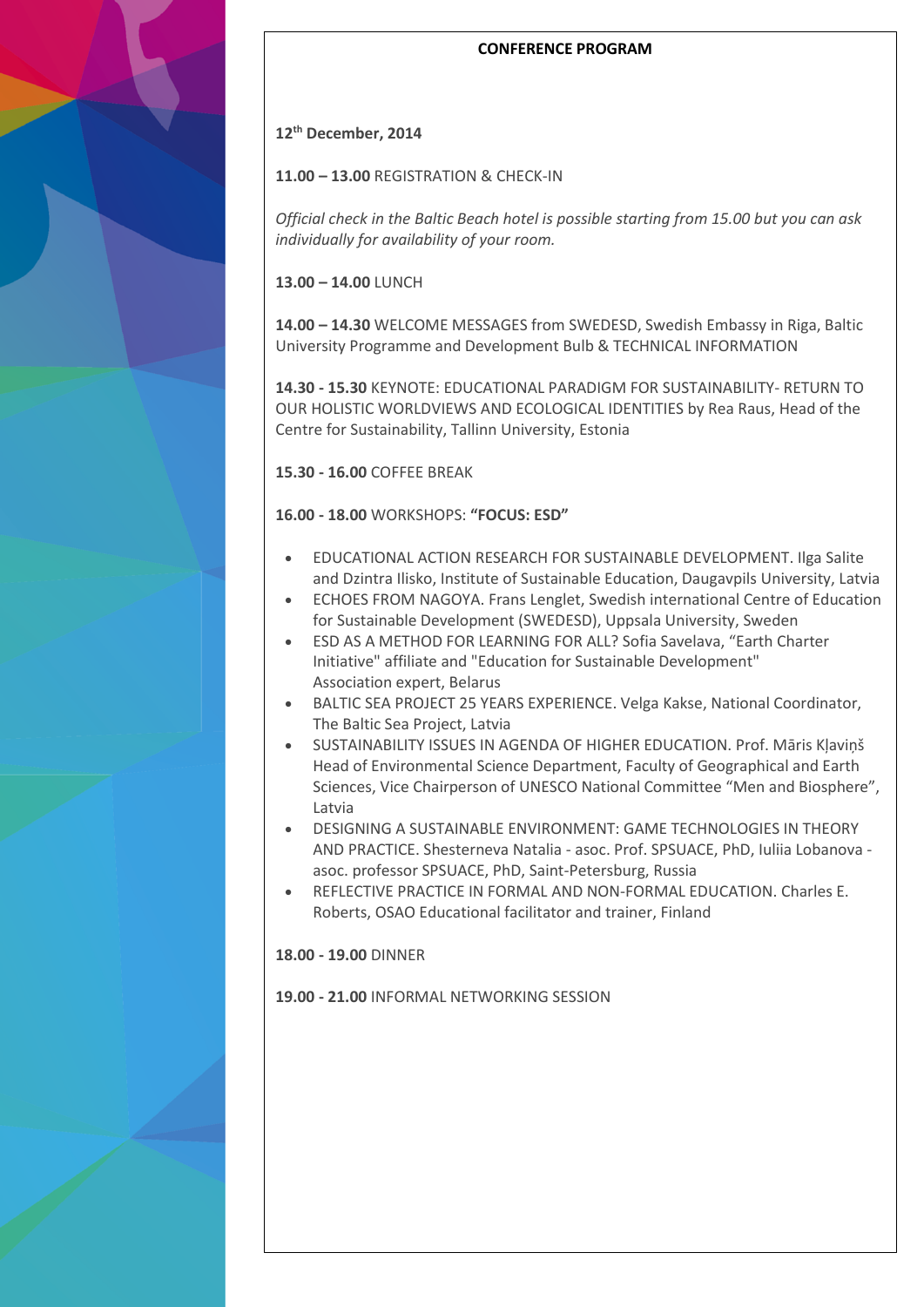# CONFERENCE PROGRAM

**12th December, 2014**

**11.00 – 13.00** REGISTRATION & CHECK-IN

*Official check in the Baltic Beach hotel is possible starting from 15.00 but you can ask individually for availability of your room.*

**13.00 – 14.00** LUNCH

**14.00 – 14.30** WELCOME MESSAGES from SWEDESD, Swedish Embassy in Riga, Baltic University Programme and Development Bulb & TECHNICAL INFORMATION

**14.30 - 15.30** KEYNOTE: EDUCATIONAL PARADIGM FOR SUSTAINABILITY- RETURN TO OUR HOLISTIC WORLDVIEWS AND ECOLOGICAL IDENTITIES by Rea Raus, Head of the Centre for Sustainability, Tallinn University, Estonia

**15.30 - 16.00** COFFEE BREAK

**16.00 - 18.00** WORKSHOPS: **"FOCUS: ESD"**

- EDUCATIONAL ACTION RESEARCH FOR SUSTAINABLE DEVELOPMENT. Ilga Salite and Dzintra Ilisko, Institute of Sustainable Education, Daugavpils University, Latvia
- ECHOES FROM NAGOYA. Frans Lenglet, Swedish international Centre of Education for Sustainable Development (SWEDESD), Uppsala University, Sweden
- ESD AS A METHOD FOR LEARNING FOR ALL? Sofia Savelava, "Earth Charter Initiative" affiliate and "Education for Sustainable Development" Association expert, Belarus
- BALTIC SEA PROJECT 25 YEARS EXPERIENCE. Velga Kakse, National Coordinator, The Baltic Sea Project, Latvia
- SUSTAINABILITY ISSUES IN AGENDA OF HIGHER EDUCATION. Prof. Māris Kļaviņš Head of Environmental Science Department, Faculty of Geographical and Earth Sciences, Vice Chairperson of UNESCO National Committee "Men and Biosphere", Latvia
- DESIGNING A SUSTAINABLE ENVIRONMENT: GAME TECHNOLOGIES IN THEORY AND PRACTICE. Shesterneva Natalia - asoc. Prof. SPSUACE, PhD, Iuliia Lobanova - asoc. professor SPSUACE, PhD, Saint-Petersburg, Russia
- REFLECTIVE PRACTICE IN FORMAL AND NON-FORMAL EDUCATION. Charles E. Roberts, OSAO Educational facilitator and trainer, Finland

**18.00 - 19.00** DINNER

**19.00 - 21.00** INFORMAL NETWORKING SESSION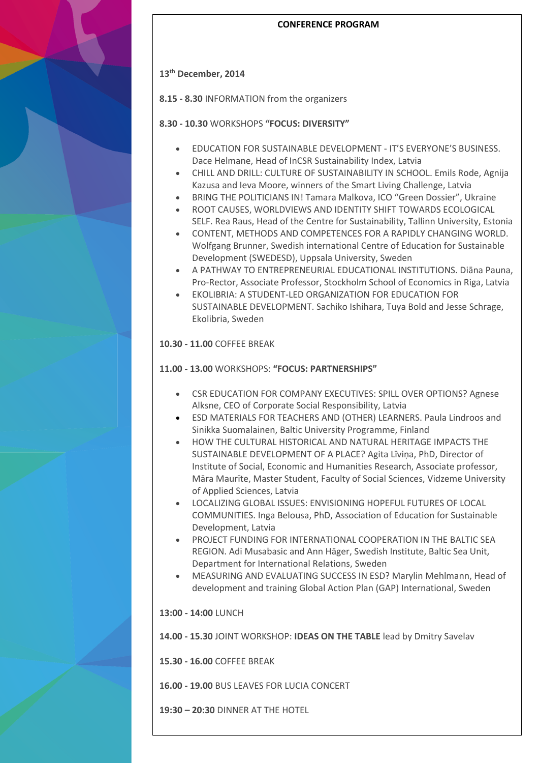## CONFERENCE PROGRAM

**13th December, 2014**

**8.15 - 8.30** INFORMATION from the organizers

**8.30 - 10.30** WORKSHOPS **"FOCUS: DIVERSITY"**

- EDUCATION FOR SUSTAINABLE DEVELOPMENT - IT'S EVERYONE'S BUSINESS. Dace Helmane, Head of InCSR Sustainability Index, Latvia
- CHILL AND DRILL: CULTURE OF SUSTAINABILITY IN SCHOOL. Emils Rode, Agnija Kazusa and Ieva Moore, winners of the Smart Living Challenge, Latvia
- BRING THE POLITICIANS IN! Tamara Malkova, ICO "Green Dossier", Ukraine
- ROOT CAUSES, WORLDVIEWS AND IDENTITY SHIFT TOWARDS ECOLOGICAL SELF. Rea Raus, Head of the Centre for Sustainability, Tallinn University, Estonia
- CONTENT, METHODS AND COMPETENCES FOR A RAPIDLY CHANGING WORLD. Wolfgang Brunner, Swedish international Centre of Education for Sustainable Development (SWEDESD), Uppsala University, Sweden
- A PATHWAY TO ENTREPRENEURIAL EDUCATIONAL INSTITUTIONS. Diāna Pauna, Pro-Rector, Associate Professor, Stockholm School of Economics in Riga, Latvia
- EKOLIBRIA: A STUDENT-LED ORGANIZATION FOR EDUCATION FOR SUSTAINABLE DEVELOPMENT. Sachiko Ishihara, Tuya Bold and Jesse Schrage, Ekolibria, Sweden

**10.30 - 11.00** COFFEE BREAK

**11.00 - 13.00** WORKSHOPS: **"FOCUS: PARTNERSHIPS"**

- CSR EDUCATION FOR COMPANY EXECUTIVES: SPILL OVER OPTIONS? Agnese Alksne, CEO of Corporate Social Responsibility, Latvia
- ESD MATERIALS FOR TEACHERS AND (OTHER) LEARNERS. Paula Lindroos and Sinikka Suomalainen, Baltic University Programme, Finland
- HOW THE CULTURAL HISTORICAL AND NATURAL HERITAGE IMPACTS THE SUSTAINABLE DEVELOPMENT OF A PLACE? Agita Līviņa, PhD, Director of Institute of Social, Economic and Humanities Research, Associate professor, Māra Maurīte, Master Student, Faculty of Social Sciences, Vidzeme University of Applied Sciences, Latvia
- LOCALIZING GLOBAL ISSUES: ENVISIONING HOPEFUL FUTURES OF LOCAL COMMUNITIES. Inga Belousa, PhD, Association of Education for Sustainable Development, Latvia
- PROJECT FUNDING FOR INTERNATIONAL COOPERATION IN THE BALTIC SEA REGION. Adi Musabasic and Ann Häger, Swedish Institute, Baltic Sea Unit, Department for International Relations, Sweden
- MEASURING AND EVALUATING SUCCESS IN ESD? Marylin Mehlmann, Head of development and training Global Action Plan (GAP) International, Sweden

**13:00 - 14:00** LUNCH

**14.00 - 15.30** JOINT WORKSHOP: **IDEAS ON THE TABLE** lead by Dmitry Savelav

**15.30 - 16.00** COFFEE BREAK

**16.00 - 19.00** BUS LEAVES FOR LUCIA CONCERT

**19:30 – 20:30** DINNER AT THE HOTEL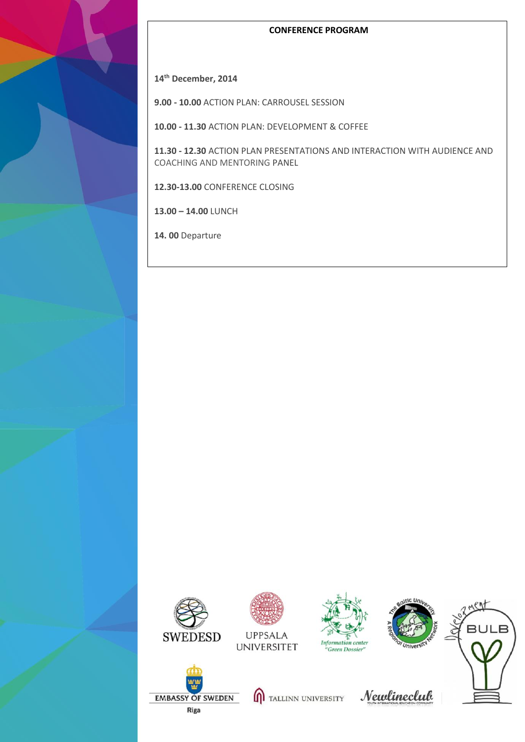**CONFERENCE PROGRAM**

**14th December, 2014**

**9.00 - 10.00** ACTION PLAN: CARROUSEL SESSION

**10.00 - 11.30** ACTION PLAN: DEVELOPMENT & COFFEE

**11.30 - 12.30** ACTION PLAN PRESENTATIONS AND INTERACTION WITH AUDIENCE AND COACHING AND MENTORING PANEL

**12.30-13.00** CONFERENCE CLOSING

**13.00 – 14.00** LUNCH

**14. 00** Departure

SWEDESD

UPPSALA UNIVERSITET

Information center "Green Dossier"

The Baltic University – A Regional University Network

Development BULB

EMBASSY OF SWEDEN Riga

TALLINN UNIVERSITY

Newlineclub